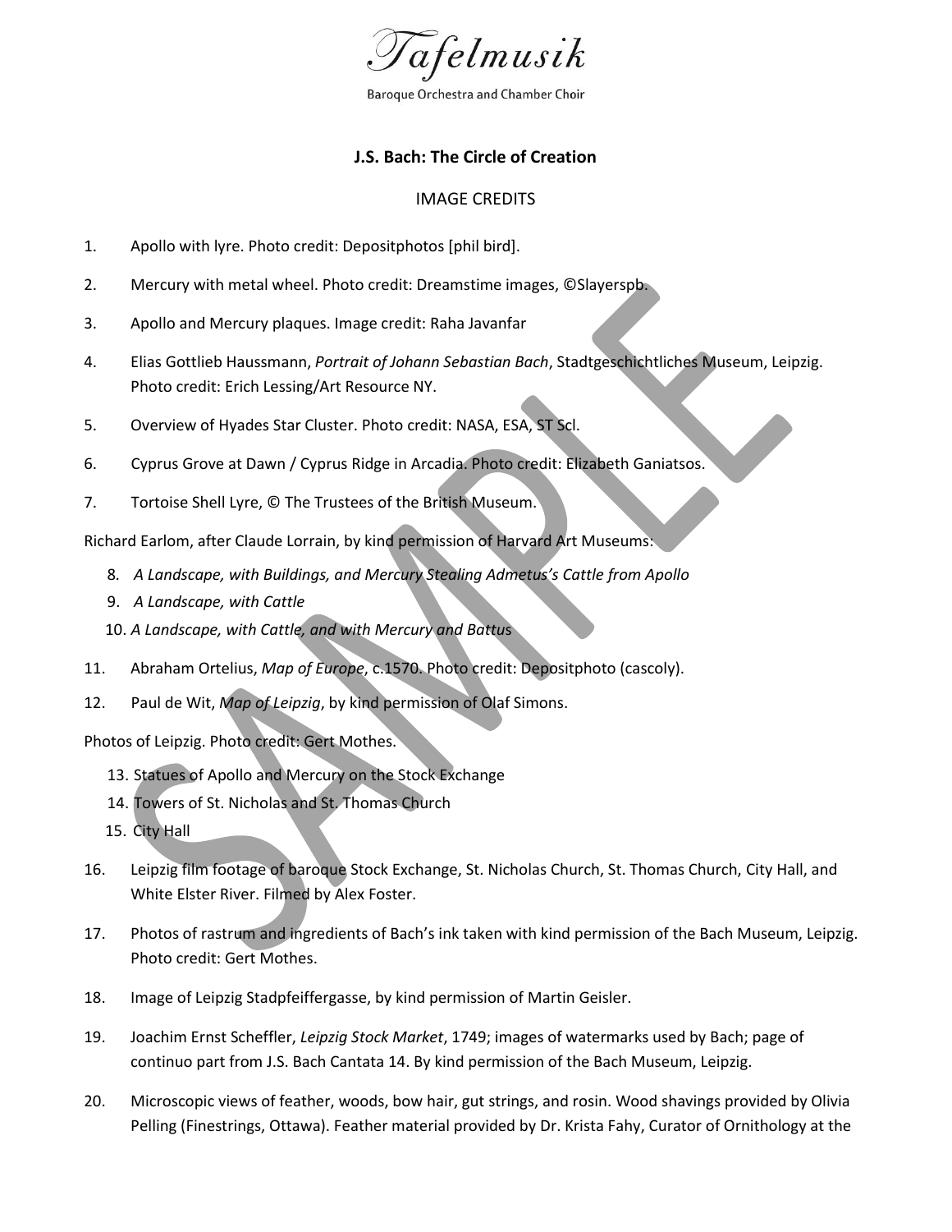Tafelmusik

Baroque Orchestra and Chamber Choir

**J.S. Bach: The Circle of Creation**

IMAGE CREDITS

1. Apollo with lyre. Photo credit: Depositphotos [phil bird].
2. Mercury with metal wheel. Photo credit: Dreamstime images, ©Slayerspb.
3. Apollo and Mercury plaques. Image credit: Raha Javanfar
4. Elias Gottlieb Haussmann, *Portrait of Johann Sebastian Bach*, Stadtgeschichtliches Museum, Leipzig. Photo credit: Erich Lessing/Art Resource NY.
5. Overview of Hyades Star Cluster. Photo credit: NASA, ESA, ST Scl.
6. Cyprus Grove at Dawn / Cyprus Ridge in Arcadia. Photo credit: Elizabeth Ganiatsos.
7. Tortoise Shell Lyre, © The Trustees of the British Museum.

Richard Earlom, after Claude Lorrain, by kind permission of Harvard Art Museums:

8. *A Landscape, with Buildings, and Mercury Stealing Admetus's Cattle from Apollo*
9. *A Landscape, with Cattle*
10. *A Landscape, with Cattle, and with Mercury and Battus*
11. Abraham Ortelius, *Map of Europe*, c.1570. Photo credit: Depositphoto (cascoly).
12. Paul de Wit, *Map of Leipzig*, by kind permission of Olaf Simons.

Photos of Leipzig. Photo credit: Gert Mothes.

13. Statues of Apollo and Mercury on the Stock Exchange
14. Towers of St. Nicholas and St. Thomas Church
15. City Hall
16. Leipzig film footage of baroque Stock Exchange, St. Nicholas Church, St. Thomas Church, City Hall, and White Elster River. Filmed by Alex Foster.
17. Photos of rastrum and ingredients of Bach's ink taken with kind permission of the Bach Museum, Leipzig. Photo credit: Gert Mothes.
18. Image of Leipzig Stadpfeiffergasse, by kind permission of Martin Geisler.
19. Joachim Ernst Scheffler, *Leipzig Stock Market*, 1749; images of watermarks used by Bach; page of continuo part from J.S. Bach Cantata 14. By kind permission of the Bach Museum, Leipzig.
20. Microscopic views of feather, woods, bow hair, gut strings, and rosin. Wood shavings provided by Olivia Pelling (Finestrings, Ottawa). Feather material provided by Dr. Krista Fahy, Curator of Ornithology at the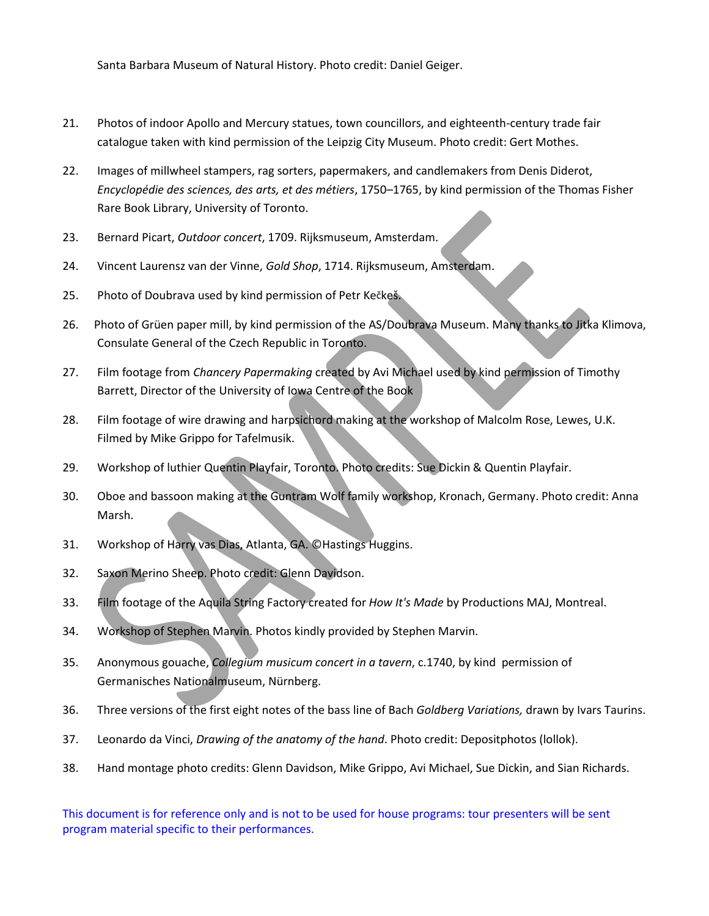Santa Barbara Museum of Natural History. Photo credit: Daniel Geiger.

21. Photos of indoor Apollo and Mercury statues, town councillors, and eighteenth-century trade fair catalogue taken with kind permission of the Leipzig City Museum. Photo credit: Gert Mothes.
22. Images of millwheel stampers, rag sorters, papermakers, and candlemakers from Denis Diderot, *Encyclopédie des sciences, des arts, et des métiers*, 1750–1765, by kind permission of the Thomas Fisher Rare Book Library, University of Toronto.
23. Bernard Picart, *Outdoor concert*, 1709. Rijksmuseum, Amsterdam.
24. Vincent Laurensz van der Vinne, *Gold Shop*, 1714. Rijksmuseum, Amsterdam.
25. Photo of Doubrava used by kind permission of Petr Kečkeš.
26. Photo of Grüen paper mill, by kind permission of the AS/Doubrava Museum. Many thanks to Jitka Klimova, Consulate General of the Czech Republic in Toronto.
27. Film footage from *Chancery Papermaking* created by Avi Michael used by kind permission of Timothy Barrett, Director of the University of Iowa Centre of the Book
28. Film footage of wire drawing and harpsichord making at the workshop of Malcolm Rose, Lewes, U.K. Filmed by Mike Grippo for Tafelmusik.
29. Workshop of luthier Quentin Playfair, Toronto. Photo credits: Sue Dickin & Quentin Playfair.
30. Oboe and bassoon making at the Guntram Wolf family workshop, Kronach, Germany. Photo credit: Anna Marsh.
31. Workshop of Harry vas Dias, Atlanta, GA. ©Hastings Huggins.
32. Saxon Merino Sheep. Photo credit: Glenn Davidson.
33. Film footage of the Aquila String Factory created for *How It's Made* by Productions MAJ, Montreal.
34. Workshop of Stephen Marvin. Photos kindly provided by Stephen Marvin.
35. Anonymous gouache, *Collegium musicum concert in a tavern*, c.1740, by kind permission of Germanisches Nationalmuseum, Nürnberg.
36. Three versions of the first eight notes of the bass line of Bach *Goldberg Variations,* drawn by Ivars Taurins.
37. Leonardo da Vinci, *Drawing of the anatomy of the hand*. Photo credit: Depositphotos (lollok).
38. Hand montage photo credits: Glenn Davidson, Mike Grippo, Avi Michael, Sue Dickin, and Sian Richards.

This document is for reference only and is not to be used for house programs: tour presenters will be sent program material specific to their performances.